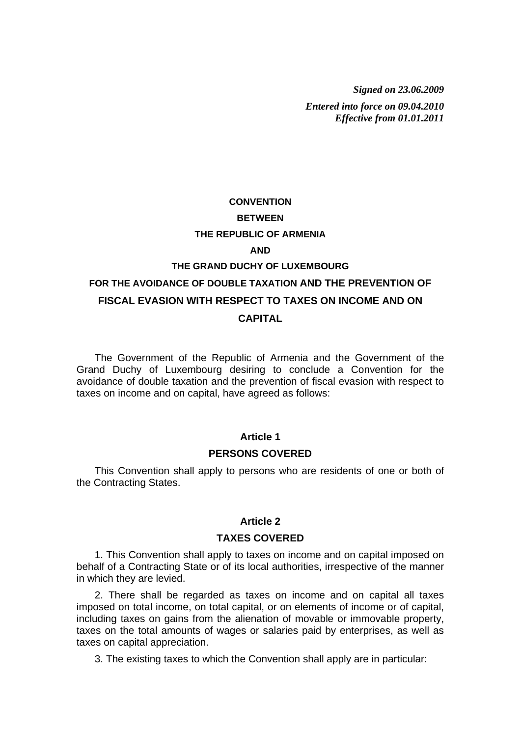***Signed on 23.06.2009***

***Entered into force on 09.04.2010***
***Effective from 01.01.2011***

# CONVENTION
# BETWEEN
# THE REPUBLIC OF ARMENIA
# AND
# THE GRAND DUCHY OF LUXEMBOURG
# FOR THE AVOIDANCE OF DOUBLE TAXATION AND THE PREVENTION OF FISCAL EVASION WITH RESPECT TO TAXES ON INCOME AND ON CAPITAL

The Government of the Republic of Armenia and the Government of the Grand Duchy of Luxembourg desiring to conclude a Convention for the avoidance of double taxation and the prevention of fiscal evasion with respect to taxes on income and on capital, have agreed as follows:

## Article 1
## PERSONS COVERED

This Convention shall apply to persons who are residents of one or both of the Contracting States.

## Article 2
## TAXES COVERED

1. This Convention shall apply to taxes on income and on capital imposed on behalf of a Contracting State or of its local authorities, irrespective of the manner in which they are levied.

2. There shall be regarded as taxes on income and on capital all taxes imposed on total income, on total capital, or on elements of income or of capital, including taxes on gains from the alienation of movable or immovable property, taxes on the total amounts of wages or salaries paid by enterprises, as well as taxes on capital appreciation.

3. The existing taxes to which the Convention shall apply are in particular: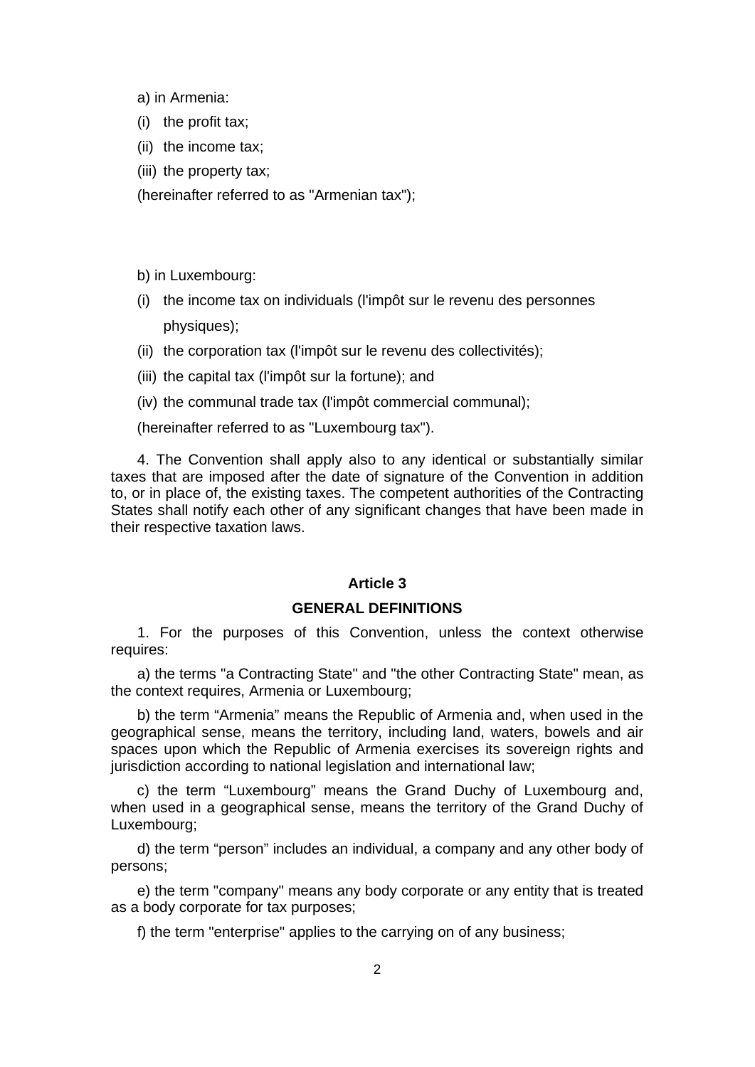a) in Armenia:

(i) the profit tax;

(ii) the income tax;

(iii) the property tax;

(hereinafter referred to as "Armenian tax");

b) in Luxembourg:

(i) the income tax on individuals (l'impôt sur le revenu des personnes physiques);

(ii) the corporation tax (l'impôt sur le revenu des collectivités);

(iii) the capital tax (l'impôt sur la fortune); and

(iv) the communal trade tax (l'impôt commercial communal);

(hereinafter referred to as "Luxembourg tax").

4. The Convention shall apply also to any identical or substantially similar taxes that are imposed after the date of signature of the Convention in addition to, or in place of, the existing taxes. The competent authorities of the Contracting States shall notify each other of any significant changes that have been made in their respective taxation laws.

## Article 3

## GENERAL DEFINITIONS

1. For the purposes of this Convention, unless the context otherwise requires:

a) the terms "a Contracting State" and "the other Contracting State" mean, as the context requires, Armenia or Luxembourg;

b) the term “Armenia” means the Republic of Armenia and, when used in the geographical sense, means the territory, including land, waters, bowels and air spaces upon which the Republic of Armenia exercises its sovereign rights and jurisdiction according to national legislation and international law;

c) the term “Luxembourg” means the Grand Duchy of Luxembourg and, when used in a geographical sense, means the territory of the Grand Duchy of Luxembourg;

d) the term “person” includes an individual, a company and any other body of persons;

e) the term "company" means any body corporate or any entity that is treated as a body corporate for tax purposes;

f) the term "enterprise" applies to the carrying on of any business;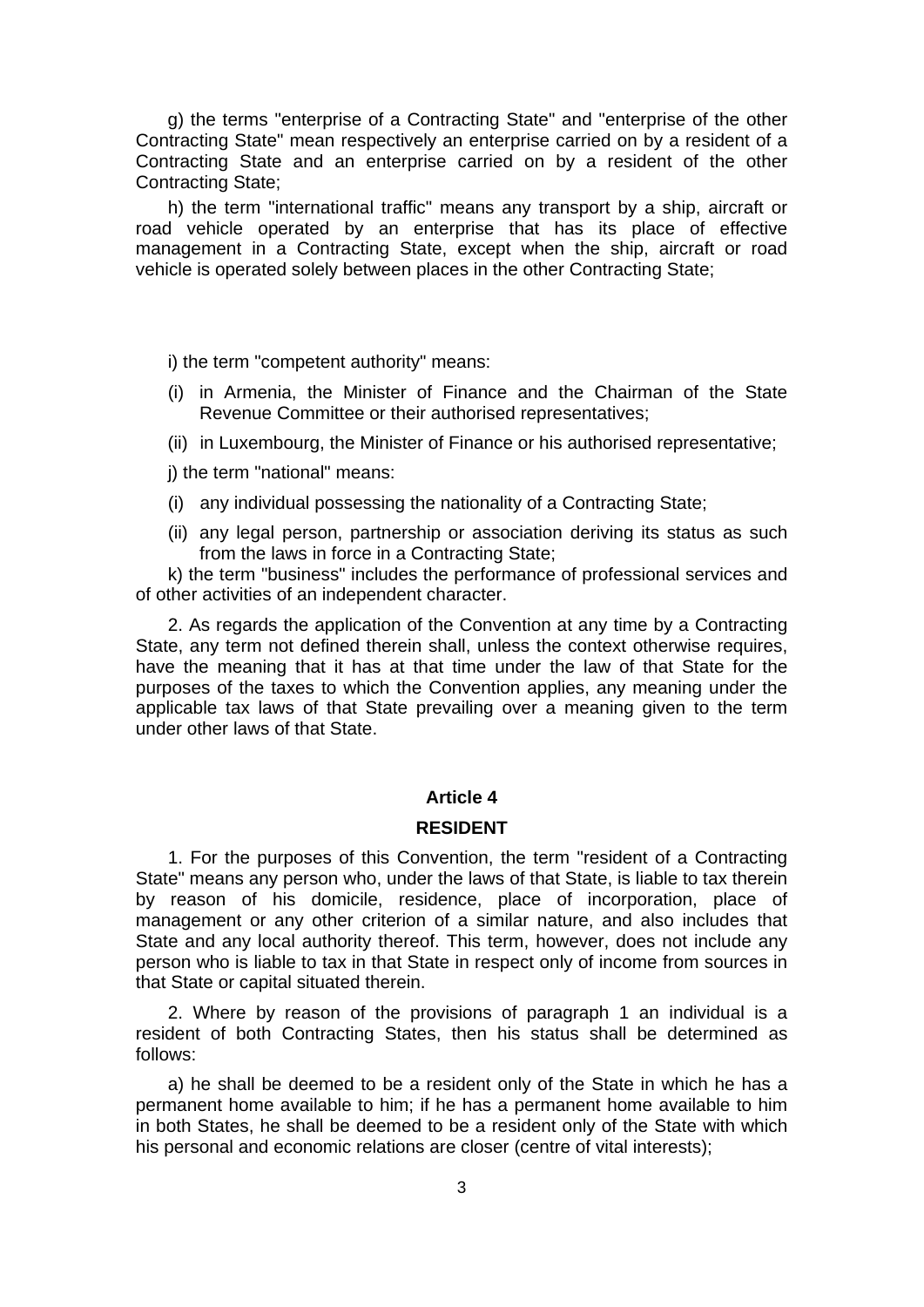g) the terms "enterprise of a Contracting State" and "enterprise of the other Contracting State" mean respectively an enterprise carried on by a resident of a Contracting State and an enterprise carried on by a resident of the other Contracting State;

h) the term "international traffic" means any transport by a ship, aircraft or road vehicle operated by an enterprise that has its place of effective management in a Contracting State, except when the ship, aircraft or road vehicle is operated solely between places in the other Contracting State;

i) the term "competent authority" means:

(i) in Armenia, the Minister of Finance and the Chairman of the State Revenue Committee or their authorised representatives;

(ii) in Luxembourg, the Minister of Finance or his authorised representative;

j) the term "national" means:

(i) any individual possessing the nationality of a Contracting State;

(ii) any legal person, partnership or association deriving its status as such from the laws in force in a Contracting State;

k) the term "business" includes the performance of professional services and of other activities of an independent character.

2. As regards the application of the Convention at any time by a Contracting State, any term not defined therein shall, unless the context otherwise requires, have the meaning that it has at that time under the law of that State for the purposes of the taxes to which the Convention applies, any meaning under the applicable tax laws of that State prevailing over a meaning given to the term under other laws of that State.

## Article 4

## RESIDENT

1. For the purposes of this Convention, the term "resident of a Contracting State" means any person who, under the laws of that State, is liable to tax therein by reason of his domicile, residence, place of incorporation, place of management or any other criterion of a similar nature, and also includes that State and any local authority thereof. This term, however, does not include any person who is liable to tax in that State in respect only of income from sources in that State or capital situated therein.

2. Where by reason of the provisions of paragraph 1 an individual is a resident of both Contracting States, then his status shall be determined as follows:

a) he shall be deemed to be a resident only of the State in which he has a permanent home available to him; if he has a permanent home available to him in both States, he shall be deemed to be a resident only of the State with which his personal and economic relations are closer (centre of vital interests);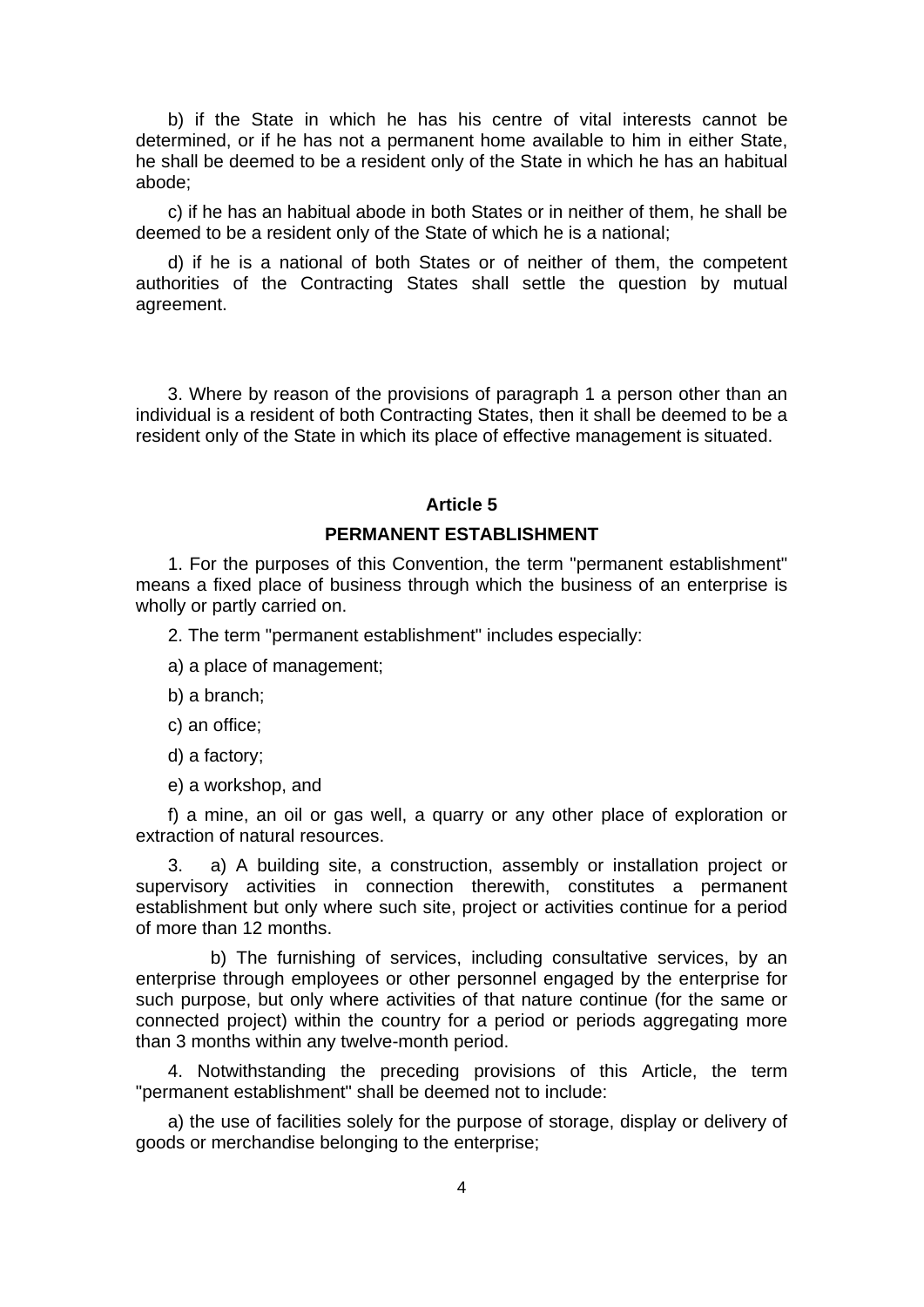b) if the State in which he has his centre of vital interests cannot be determined, or if he has not a permanent home available to him in either State, he shall be deemed to be a resident only of the State in which he has an habitual abode;

c) if he has an habitual abode in both States or in neither of them, he shall be deemed to be a resident only of the State of which he is a national;

d) if he is a national of both States or of neither of them, the competent authorities of the Contracting States shall settle the question by mutual agreement.

3. Where by reason of the provisions of paragraph 1 a person other than an individual is a resident of both Contracting States, then it shall be deemed to be a resident only of the State in which its place of effective management is situated.

## Article 5

## PERMANENT ESTABLISHMENT

1. For the purposes of this Convention, the term "permanent establishment" means a fixed place of business through which the business of an enterprise is wholly or partly carried on.

2. The term "permanent establishment" includes especially:

a) a place of management;

b) a branch;

c) an office;

d) a factory;

e) a workshop, and

f) a mine, an oil or gas well, a quarry or any other place of exploration or extraction of natural resources.

3. a) A building site, a construction, assembly or installation project or supervisory activities in connection therewith, constitutes a permanent establishment but only where such site, project or activities continue for a period of more than 12 months.

b) The furnishing of services, including consultative services, by an enterprise through employees or other personnel engaged by the enterprise for such purpose, but only where activities of that nature continue (for the same or connected project) within the country for a period or periods aggregating more than 3 months within any twelve-month period.

4. Notwithstanding the preceding provisions of this Article, the term "permanent establishment" shall be deemed not to include:

a) the use of facilities solely for the purpose of storage, display or delivery of goods or merchandise belonging to the enterprise;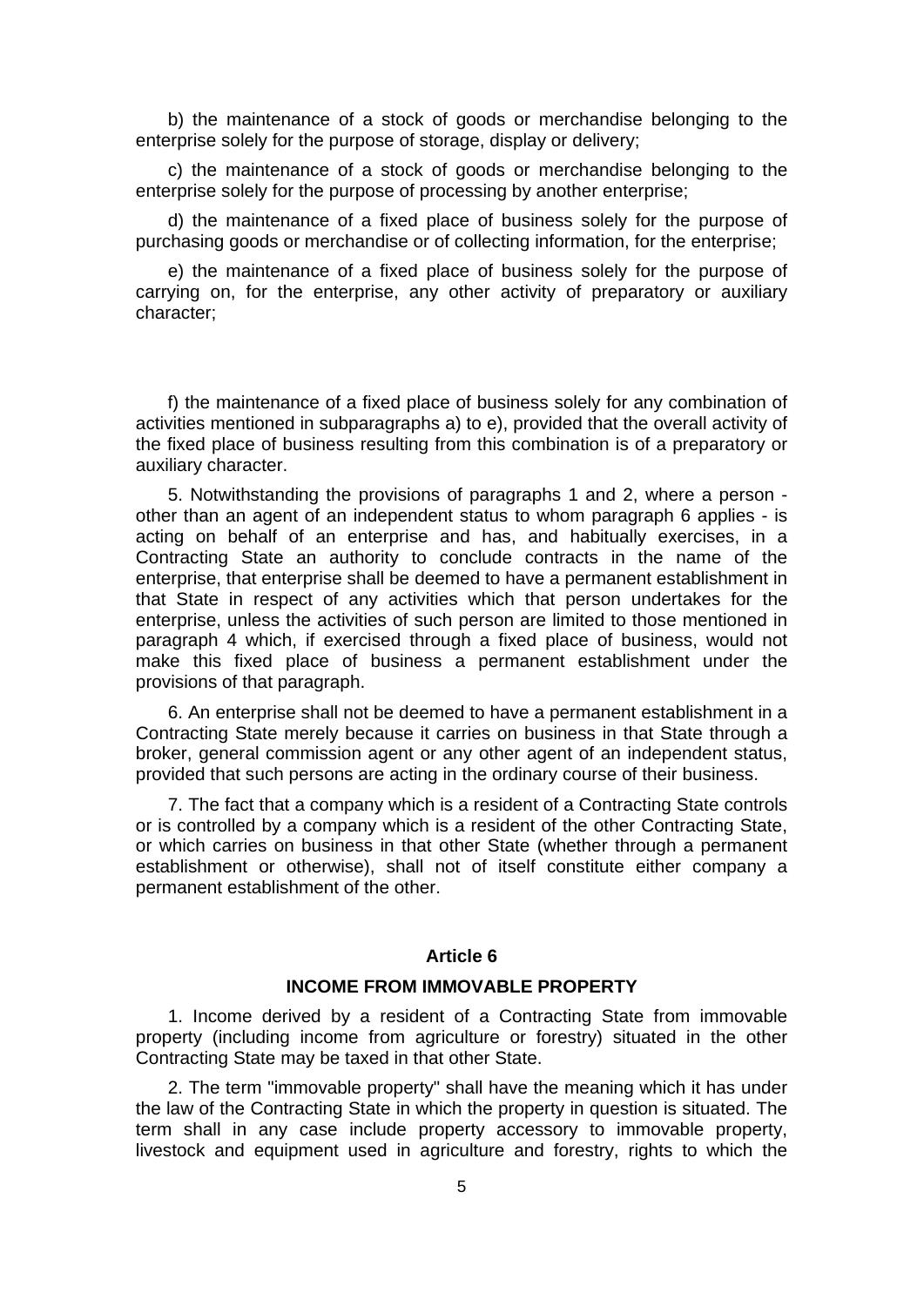b) the maintenance of a stock of goods or merchandise belonging to the enterprise solely for the purpose of storage, display or delivery;

c) the maintenance of a stock of goods or merchandise belonging to the enterprise solely for the purpose of processing by another enterprise;

d) the maintenance of a fixed place of business solely for the purpose of purchasing goods or merchandise or of collecting information, for the enterprise;

e) the maintenance of a fixed place of business solely for the purpose of carrying on, for the enterprise, any other activity of preparatory or auxiliary character;

f) the maintenance of a fixed place of business solely for any combination of activities mentioned in subparagraphs a) to e), provided that the overall activity of the fixed place of business resulting from this combination is of a preparatory or auxiliary character.

5. Notwithstanding the provisions of paragraphs 1 and 2, where a person - other than an agent of an independent status to whom paragraph 6 applies - is acting on behalf of an enterprise and has, and habitually exercises, in a Contracting State an authority to conclude contracts in the name of the enterprise, that enterprise shall be deemed to have a permanent establishment in that State in respect of any activities which that person undertakes for the enterprise, unless the activities of such person are limited to those mentioned in paragraph 4 which, if exercised through a fixed place of business, would not make this fixed place of business a permanent establishment under the provisions of that paragraph.

6. An enterprise shall not be deemed to have a permanent establishment in a Contracting State merely because it carries on business in that State through a broker, general commission agent or any other agent of an independent status, provided that such persons are acting in the ordinary course of their business.

7. The fact that a company which is a resident of a Contracting State controls or is controlled by a company which is a resident of the other Contracting State, or which carries on business in that other State (whether through a permanent establishment or otherwise), shall not of itself constitute either company a permanent establishment of the other.

## Article 6

## INCOME FROM IMMOVABLE PROPERTY

1. Income derived by a resident of a Contracting State from immovable property (including income from agriculture or forestry) situated in the other Contracting State may be taxed in that other State.

2. The term "immovable property" shall have the meaning which it has under the law of the Contracting State in which the property in question is situated. The term shall in any case include property accessory to immovable property, livestock and equipment used in agriculture and forestry, rights to which the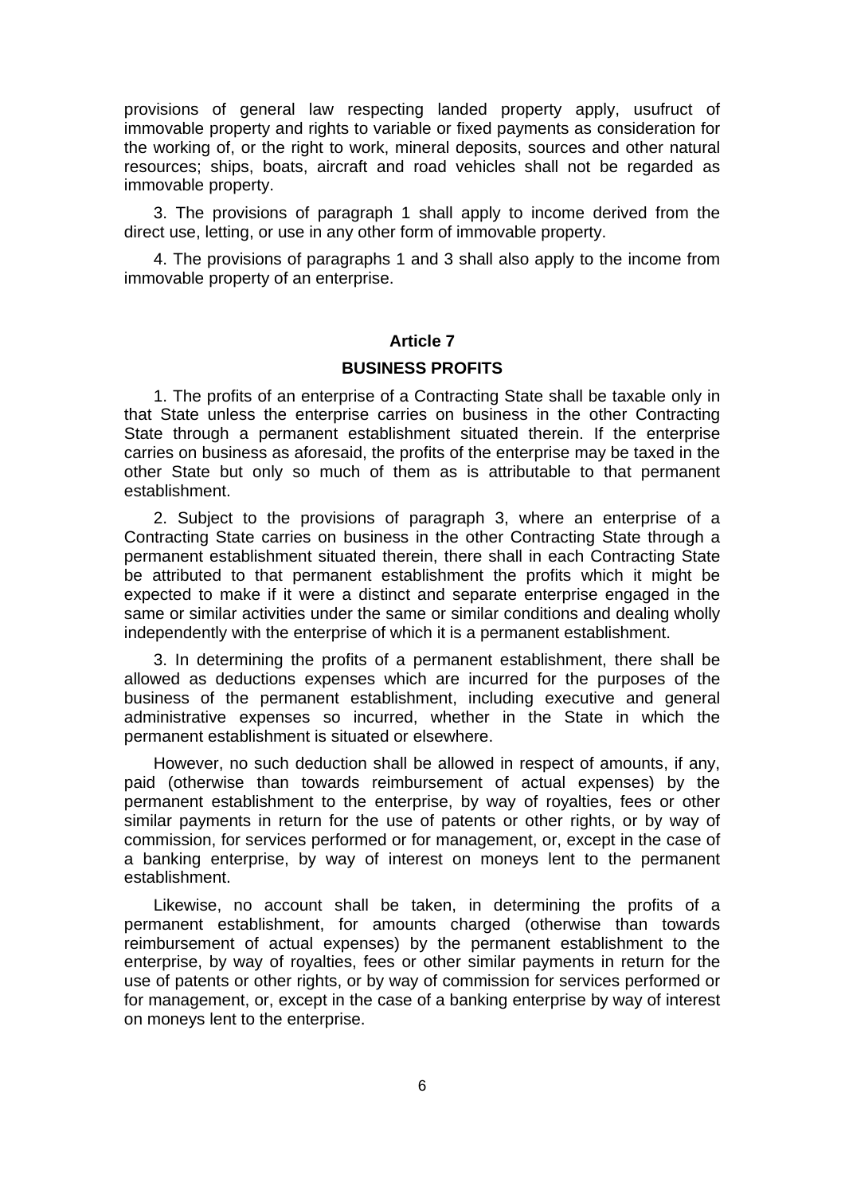provisions of general law respecting landed property apply, usufruct of immovable property and rights to variable or fixed payments as consideration for the working of, or the right to work, mineral deposits, sources and other natural resources; ships, boats, aircraft and road vehicles shall not be regarded as immovable property.

3. The provisions of paragraph 1 shall apply to income derived from the direct use, letting, or use in any other form of immovable property.

4. The provisions of paragraphs 1 and 3 shall also apply to the income from immovable property of an enterprise.

## Article 7

## BUSINESS PROFITS

1. The profits of an enterprise of a Contracting State shall be taxable only in that State unless the enterprise carries on business in the other Contracting State through a permanent establishment situated therein. If the enterprise carries on business as aforesaid, the profits of the enterprise may be taxed in the other State but only so much of them as is attributable to that permanent establishment.

2. Subject to the provisions of paragraph 3, where an enterprise of a Contracting State carries on business in the other Contracting State through a permanent establishment situated therein, there shall in each Contracting State be attributed to that permanent establishment the profits which it might be expected to make if it were a distinct and separate enterprise engaged in the same or similar activities under the same or similar conditions and dealing wholly independently with the enterprise of which it is a permanent establishment.

3. In determining the profits of a permanent establishment, there shall be allowed as deductions expenses which are incurred for the purposes of the business of the permanent establishment, including executive and general administrative expenses so incurred, whether in the State in which the permanent establishment is situated or elsewhere.

However, no such deduction shall be allowed in respect of amounts, if any, paid (otherwise than towards reimbursement of actual expenses) by the permanent establishment to the enterprise, by way of royalties, fees or other similar payments in return for the use of patents or other rights, or by way of commission, for services performed or for management, or, except in the case of a banking enterprise, by way of interest on moneys lent to the permanent establishment.

Likewise, no account shall be taken, in determining the profits of a permanent establishment, for amounts charged (otherwise than towards reimbursement of actual expenses) by the permanent establishment to the enterprise, by way of royalties, fees or other similar payments in return for the use of patents or other rights, or by way of commission for services performed or for management, or, except in the case of a banking enterprise by way of interest on moneys lent to the enterprise.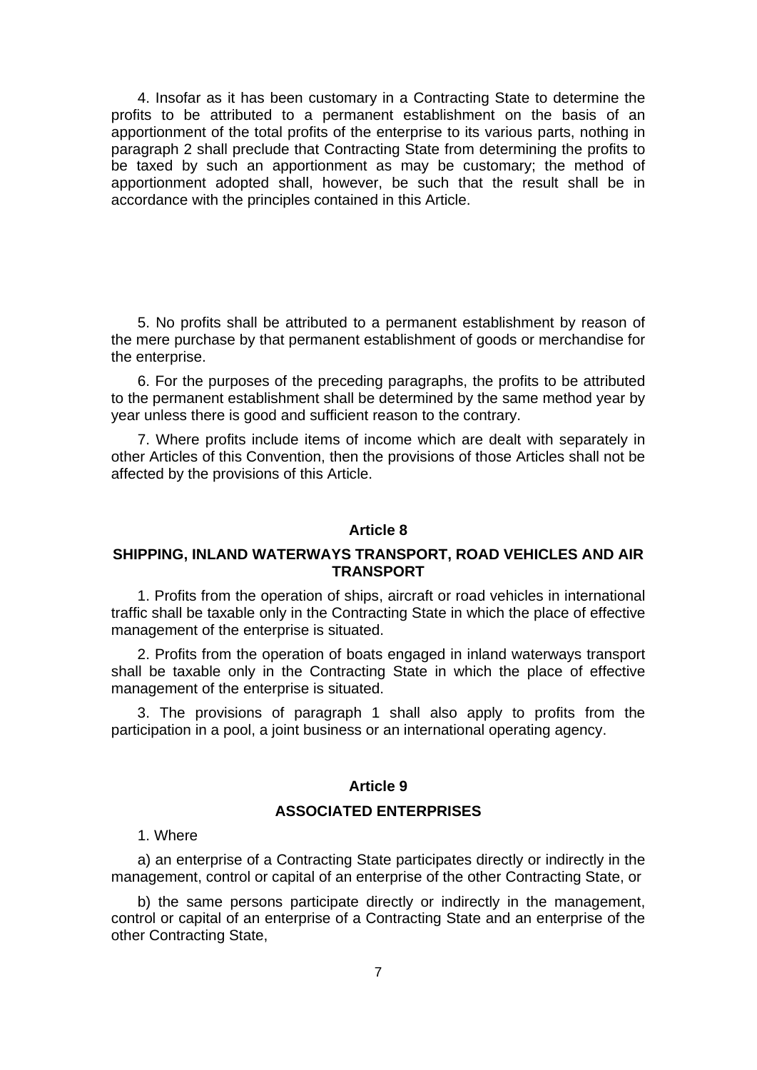4. Insofar as it has been customary in a Contracting State to determine the profits to be attributed to a permanent establishment on the basis of an apportionment of the total profits of the enterprise to its various parts, nothing in paragraph 2 shall preclude that Contracting State from determining the profits to be taxed by such an apportionment as may be customary; the method of apportionment adopted shall, however, be such that the result shall be in accordance with the principles contained in this Article.

5. No profits shall be attributed to a permanent establishment by reason of the mere purchase by that permanent establishment of goods or merchandise for the enterprise.

6. For the purposes of the preceding paragraphs, the profits to be attributed to the permanent establishment shall be determined by the same method year by year unless there is good and sufficient reason to the contrary.

7. Where profits include items of income which are dealt with separately in other Articles of this Convention, then the provisions of those Articles shall not be affected by the provisions of this Article.

## Article 8

## SHIPPING, INLAND WATERWAYS TRANSPORT, ROAD VEHICLES AND AIR TRANSPORT

1. Profits from the operation of ships, aircraft or road vehicles in international traffic shall be taxable only in the Contracting State in which the place of effective management of the enterprise is situated.

2. Profits from the operation of boats engaged in inland waterways transport shall be taxable only in the Contracting State in which the place of effective management of the enterprise is situated.

3. The provisions of paragraph 1 shall also apply to profits from the participation in a pool, a joint business or an international operating agency.

## Article 9

## ASSOCIATED ENTERPRISES

1. Where

a) an enterprise of a Contracting State participates directly or indirectly in the management, control or capital of an enterprise of the other Contracting State, or

b) the same persons participate directly or indirectly in the management, control or capital of an enterprise of a Contracting State and an enterprise of the other Contracting State,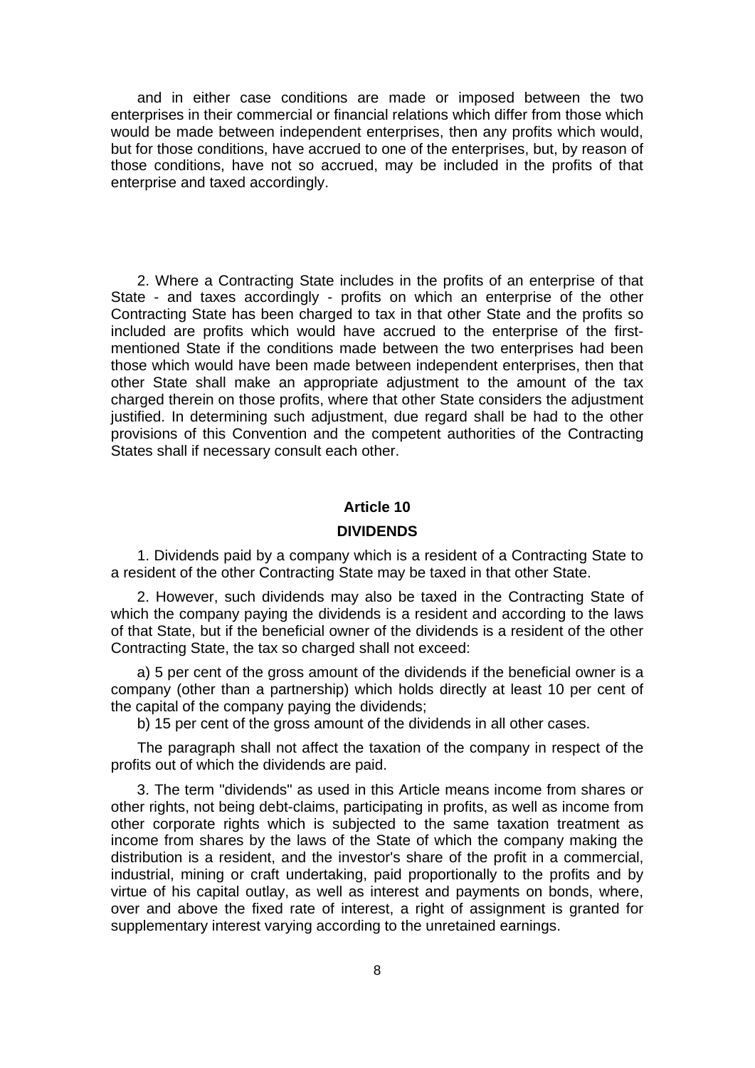and in either case conditions are made or imposed between the two enterprises in their commercial or financial relations which differ from those which would be made between independent enterprises, then any profits which would, but for those conditions, have accrued to one of the enterprises, but, by reason of those conditions, have not so accrued, may be included in the profits of that enterprise and taxed accordingly.

2. Where a Contracting State includes in the profits of an enterprise of that State - and taxes accordingly - profits on which an enterprise of the other Contracting State has been charged to tax in that other State and the profits so included are profits which would have accrued to the enterprise of the first-mentioned State if the conditions made between the two enterprises had been those which would have been made between independent enterprises, then that other State shall make an appropriate adjustment to the amount of the tax charged therein on those profits, where that other State considers the adjustment justified. In determining such adjustment, due regard shall be had to the other provisions of this Convention and the competent authorities of the Contracting States shall if necessary consult each other.

## Article 10

## DIVIDENDS

1. Dividends paid by a company which is a resident of a Contracting State to a resident of the other Contracting State may be taxed in that other State.

2. However, such dividends may also be taxed in the Contracting State of which the company paying the dividends is a resident and according to the laws of that State, but if the beneficial owner of the dividends is a resident of the other Contracting State, the tax so charged shall not exceed:

a) 5 per cent of the gross amount of the dividends if the beneficial owner is a company (other than a partnership) which holds directly at least 10 per cent of the capital of the company paying the dividends;

b) 15 per cent of the gross amount of the dividends in all other cases.

The paragraph shall not affect the taxation of the company in respect of the profits out of which the dividends are paid.

3. The term "dividends" as used in this Article means income from shares or other rights, not being debt-claims, participating in profits, as well as income from other corporate rights which is subjected to the same taxation treatment as income from shares by the laws of the State of which the company making the distribution is a resident, and the investor's share of the profit in a commercial, industrial, mining or craft undertaking, paid proportionally to the profits and by virtue of his capital outlay, as well as interest and payments on bonds, where, over and above the fixed rate of interest, a right of assignment is granted for supplementary interest varying according to the unretained earnings.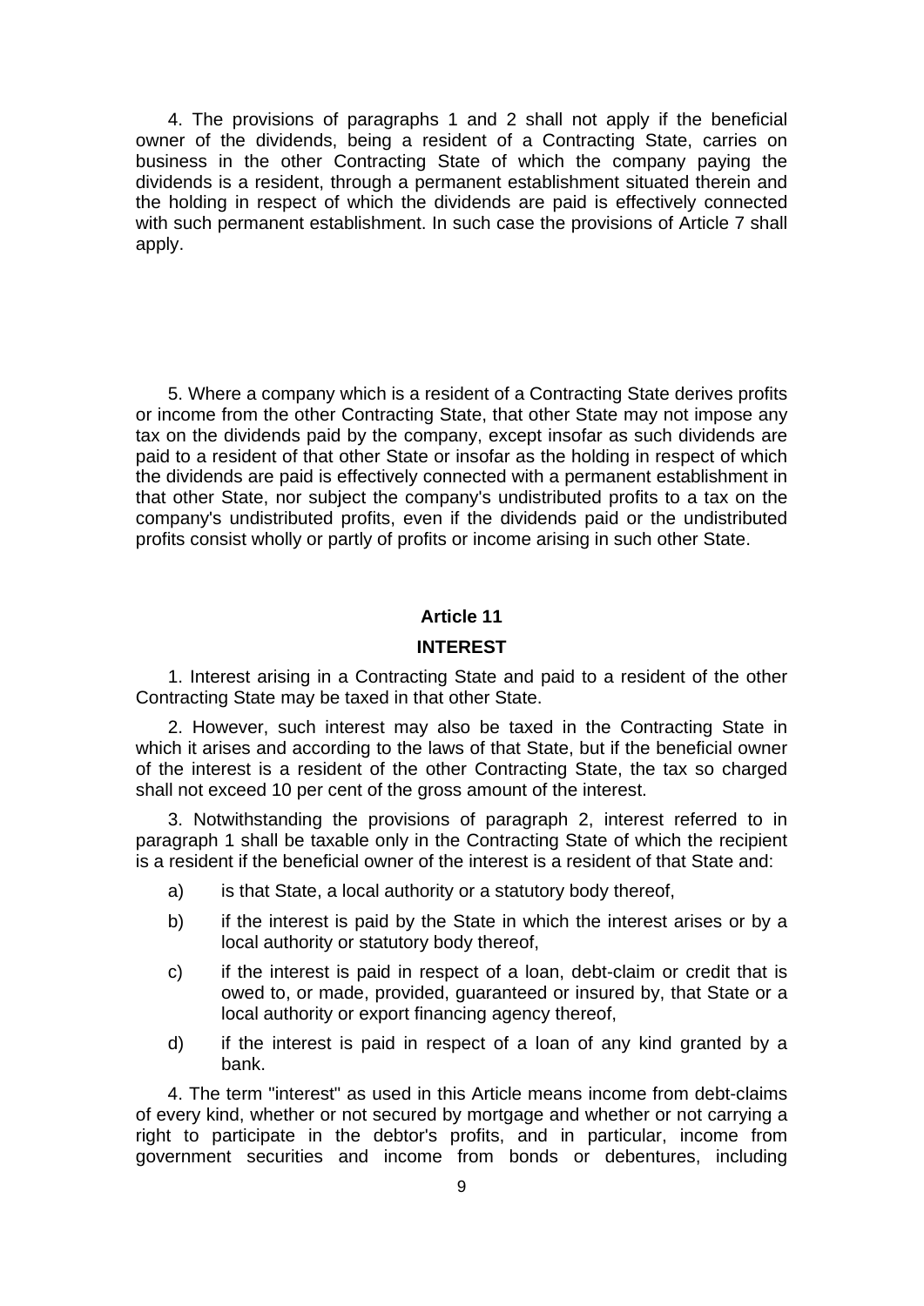4. The provisions of paragraphs 1 and 2 shall not apply if the beneficial owner of the dividends, being a resident of a Contracting State, carries on business in the other Contracting State of which the company paying the dividends is a resident, through a permanent establishment situated therein and the holding in respect of which the dividends are paid is effectively connected with such permanent establishment. In such case the provisions of Article 7 shall apply.

5. Where a company which is a resident of a Contracting State derives profits or income from the other Contracting State, that other State may not impose any tax on the dividends paid by the company, except insofar as such dividends are paid to a resident of that other State or insofar as the holding in respect of which the dividends are paid is effectively connected with a permanent establishment in that other State, nor subject the company's undistributed profits to a tax on the company's undistributed profits, even if the dividends paid or the undistributed profits consist wholly or partly of profits or income arising in such other State.

## Article 11

## INTEREST

1. Interest arising in a Contracting State and paid to a resident of the other Contracting State may be taxed in that other State.

2. However, such interest may also be taxed in the Contracting State in which it arises and according to the laws of that State, but if the beneficial owner of the interest is a resident of the other Contracting State, the tax so charged shall not exceed 10 per cent of the gross amount of the interest.

3. Notwithstanding the provisions of paragraph 2, interest referred to in paragraph 1 shall be taxable only in the Contracting State of which the recipient is a resident if the beneficial owner of the interest is a resident of that State and:

a) is that State, a local authority or a statutory body thereof,

b) if the interest is paid by the State in which the interest arises or by a local authority or statutory body thereof,

c) if the interest is paid in respect of a loan, debt-claim or credit that is owed to, or made, provided, guaranteed or insured by, that State or a local authority or export financing agency thereof,

d) if the interest is paid in respect of a loan of any kind granted by a bank.

4. The term "interest" as used in this Article means income from debt-claims of every kind, whether or not secured by mortgage and whether or not carrying a right to participate in the debtor's profits, and in particular, income from government securities and income from bonds or debentures, including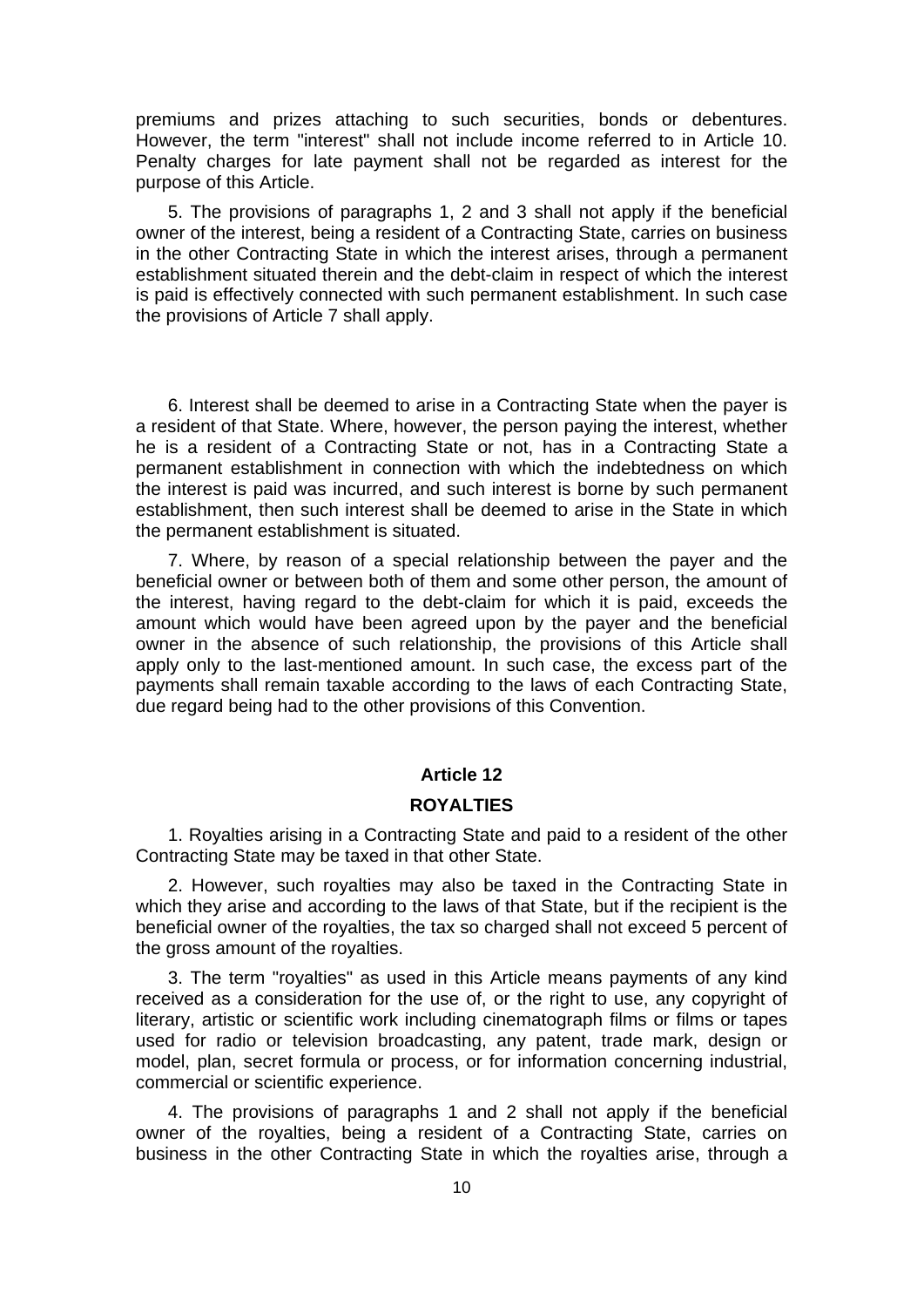premiums and prizes attaching to such securities, bonds or debentures. However, the term "interest" shall not include income referred to in Article 10. Penalty charges for late payment shall not be regarded as interest for the purpose of this Article.

5. The provisions of paragraphs 1, 2 and 3 shall not apply if the beneficial owner of the interest, being a resident of a Contracting State, carries on business in the other Contracting State in which the interest arises, through a permanent establishment situated therein and the debt-claim in respect of which the interest is paid is effectively connected with such permanent establishment. In such case the provisions of Article 7 shall apply.

6. Interest shall be deemed to arise in a Contracting State when the payer is a resident of that State. Where, however, the person paying the interest, whether he is a resident of a Contracting State or not, has in a Contracting State a permanent establishment in connection with which the indebtedness on which the interest is paid was incurred, and such interest is borne by such permanent establishment, then such interest shall be deemed to arise in the State in which the permanent establishment is situated.

7. Where, by reason of a special relationship between the payer and the beneficial owner or between both of them and some other person, the amount of the interest, having regard to the debt-claim for which it is paid, exceeds the amount which would have been agreed upon by the payer and the beneficial owner in the absence of such relationship, the provisions of this Article shall apply only to the last-mentioned amount. In such case, the excess part of the payments shall remain taxable according to the laws of each Contracting State, due regard being had to the other provisions of this Convention.

## Article 12

## ROYALTIES

1. Royalties arising in a Contracting State and paid to a resident of the other Contracting State may be taxed in that other State.

2. However, such royalties may also be taxed in the Contracting State in which they arise and according to the laws of that State, but if the recipient is the beneficial owner of the royalties, the tax so charged shall not exceed 5 percent of the gross amount of the royalties.

3. The term "royalties" as used in this Article means payments of any kind received as a consideration for the use of, or the right to use, any copyright of literary, artistic or scientific work including cinematograph films or films or tapes used for radio or television broadcasting, any patent, trade mark, design or model, plan, secret formula or process, or for information concerning industrial, commercial or scientific experience.

4. The provisions of paragraphs 1 and 2 shall not apply if the beneficial owner of the royalties, being a resident of a Contracting State, carries on business in the other Contracting State in which the royalties arise, through a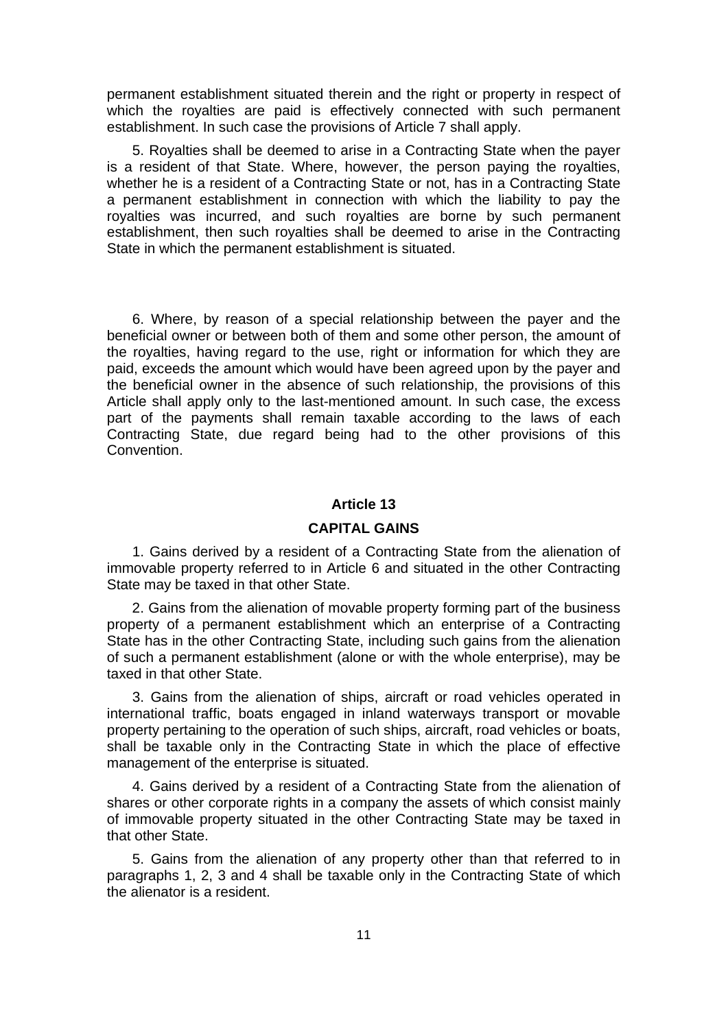permanent establishment situated therein and the right or property in respect of which the royalties are paid is effectively connected with such permanent establishment. In such case the provisions of Article 7 shall apply.

5. Royalties shall be deemed to arise in a Contracting State when the payer is a resident of that State. Where, however, the person paying the royalties, whether he is a resident of a Contracting State or not, has in a Contracting State a permanent establishment in connection with which the liability to pay the royalties was incurred, and such royalties are borne by such permanent establishment, then such royalties shall be deemed to arise in the Contracting State in which the permanent establishment is situated.

6. Where, by reason of a special relationship between the payer and the beneficial owner or between both of them and some other person, the amount of the royalties, having regard to the use, right or information for which they are paid, exceeds the amount which would have been agreed upon by the payer and the beneficial owner in the absence of such relationship, the provisions of this Article shall apply only to the last-mentioned amount. In such case, the excess part of the payments shall remain taxable according to the laws of each Contracting State, due regard being had to the other provisions of this Convention.

## Article 13

## CAPITAL GAINS

1. Gains derived by a resident of a Contracting State from the alienation of immovable property referred to in Article 6 and situated in the other Contracting State may be taxed in that other State.

2. Gains from the alienation of movable property forming part of the business property of a permanent establishment which an enterprise of a Contracting State has in the other Contracting State, including such gains from the alienation of such a permanent establishment (alone or with the whole enterprise), may be taxed in that other State.

3. Gains from the alienation of ships, aircraft or road vehicles operated in international traffic, boats engaged in inland waterways transport or movable property pertaining to the operation of such ships, aircraft, road vehicles or boats, shall be taxable only in the Contracting State in which the place of effective management of the enterprise is situated.

4. Gains derived by a resident of a Contracting State from the alienation of shares or other corporate rights in a company the assets of which consist mainly of immovable property situated in the other Contracting State may be taxed in that other State.

5. Gains from the alienation of any property other than that referred to in paragraphs 1, 2, 3 and 4 shall be taxable only in the Contracting State of which the alienator is a resident.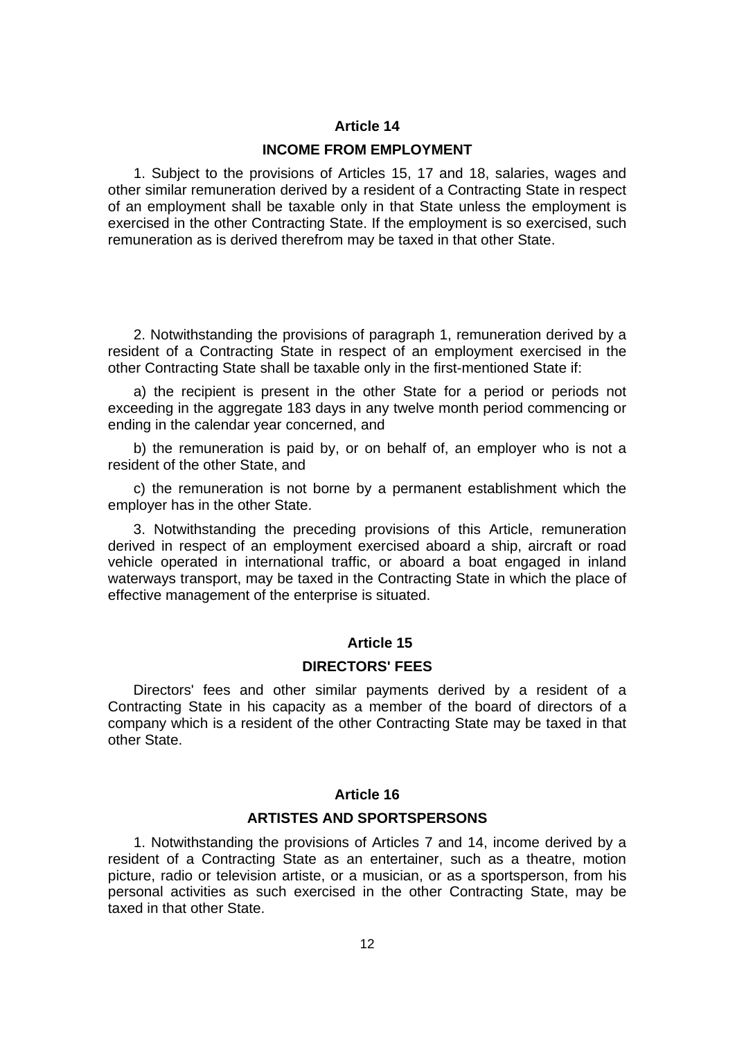## Article 14

## INCOME FROM EMPLOYMENT

1. Subject to the provisions of Articles 15, 17 and 18, salaries, wages and other similar remuneration derived by a resident of a Contracting State in respect of an employment shall be taxable only in that State unless the employment is exercised in the other Contracting State. If the employment is so exercised, such remuneration as is derived therefrom may be taxed in that other State.

2. Notwithstanding the provisions of paragraph 1, remuneration derived by a resident of a Contracting State in respect of an employment exercised in the other Contracting State shall be taxable only in the first-mentioned State if:

a) the recipient is present in the other State for a period or periods not exceeding in the aggregate 183 days in any twelve month period commencing or ending in the calendar year concerned, and

b) the remuneration is paid by, or on behalf of, an employer who is not a resident of the other State, and

c) the remuneration is not borne by a permanent establishment which the employer has in the other State.

3. Notwithstanding the preceding provisions of this Article, remuneration derived in respect of an employment exercised aboard a ship, aircraft or road vehicle operated in international traffic, or aboard a boat engaged in inland waterways transport, may be taxed in the Contracting State in which the place of effective management of the enterprise is situated.

## Article 15

## DIRECTORS' FEES

Directors' fees and other similar payments derived by a resident of a Contracting State in his capacity as a member of the board of directors of a company which is a resident of the other Contracting State may be taxed in that other State.

## Article 16

## ARTISTES AND SPORTSPERSONS

1. Notwithstanding the provisions of Articles 7 and 14, income derived by a resident of a Contracting State as an entertainer, such as a theatre, motion picture, radio or television artiste, or a musician, or as a sportsperson, from his personal activities as such exercised in the other Contracting State, may be taxed in that other State.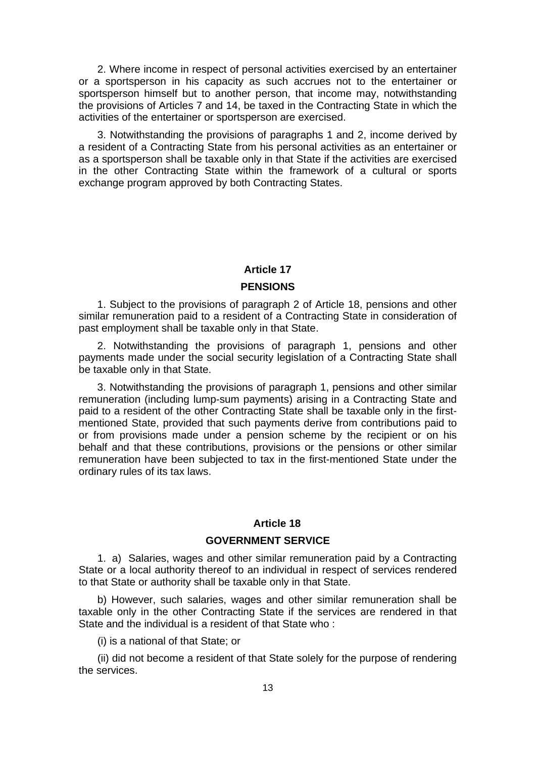2. Where income in respect of personal activities exercised by an entertainer or a sportsperson in his capacity as such accrues not to the entertainer or sportsperson himself but to another person, that income may, notwithstanding the provisions of Articles 7 and 14, be taxed in the Contracting State in which the activities of the entertainer or sportsperson are exercised.

3. Notwithstanding the provisions of paragraphs 1 and 2, income derived by a resident of a Contracting State from his personal activities as an entertainer or as a sportsperson shall be taxable only in that State if the activities are exercised in the other Contracting State within the framework of a cultural or sports exchange program approved by both Contracting States.

## Article 17

## PENSIONS

1. Subject to the provisions of paragraph 2 of Article 18, pensions and other similar remuneration paid to a resident of a Contracting State in consideration of past employment shall be taxable only in that State.

2. Notwithstanding the provisions of paragraph 1, pensions and other payments made under the social security legislation of a Contracting State shall be taxable only in that State.

3. Notwithstanding the provisions of paragraph 1, pensions and other similar remuneration (including lump-sum payments) arising in a Contracting State and paid to a resident of the other Contracting State shall be taxable only in the first-mentioned State, provided that such payments derive from contributions paid to or from provisions made under a pension scheme by the recipient or on his behalf and that these contributions, provisions or the pensions or other similar remuneration have been subjected to tax in the first-mentioned State under the ordinary rules of its tax laws.

## Article 18

## GOVERNMENT SERVICE

1. a) Salaries, wages and other similar remuneration paid by a Contracting State or a local authority thereof to an individual in respect of services rendered to that State or authority shall be taxable only in that State.

b) However, such salaries, wages and other similar remuneration shall be taxable only in the other Contracting State if the services are rendered in that State and the individual is a resident of that State who :

(i) is a national of that State; or

(ii) did not become a resident of that State solely for the purpose of rendering the services.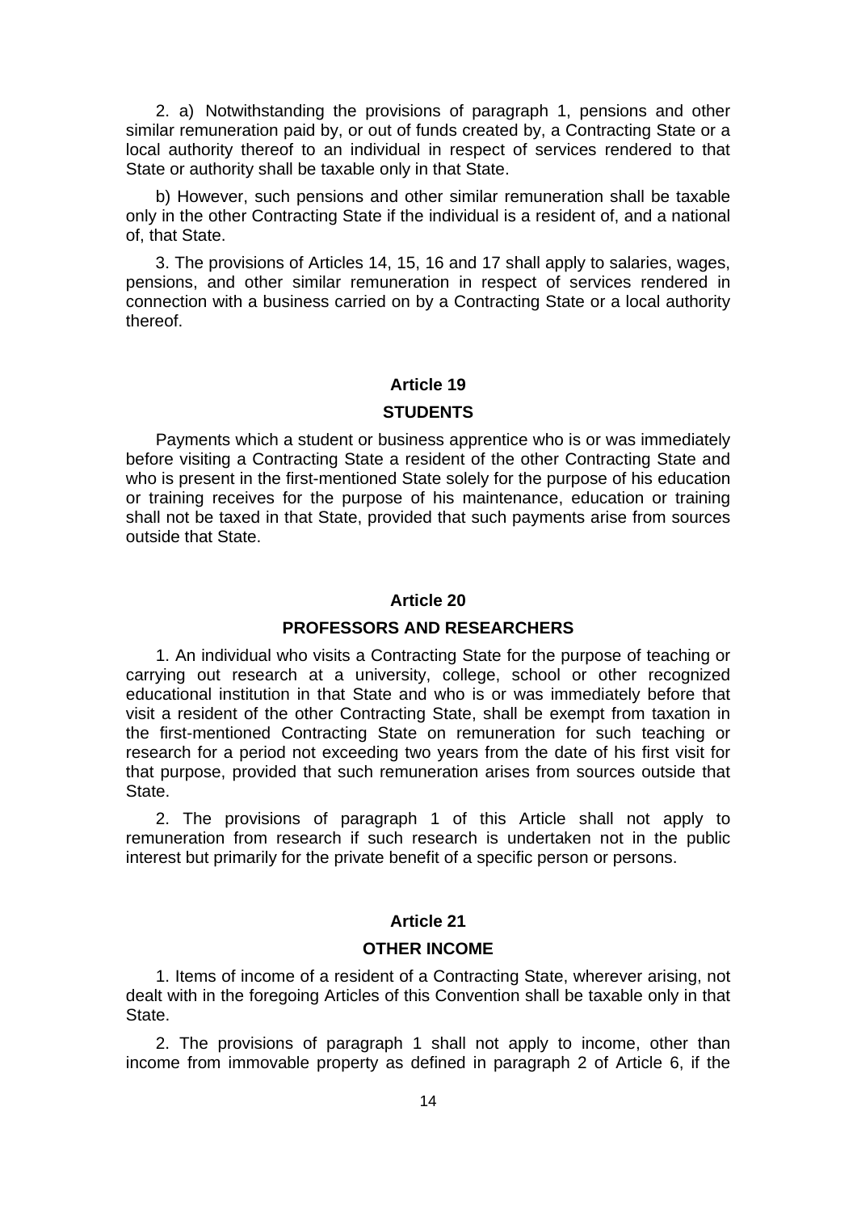2. a) Notwithstanding the provisions of paragraph 1, pensions and other similar remuneration paid by, or out of funds created by, a Contracting State or a local authority thereof to an individual in respect of services rendered to that State or authority shall be taxable only in that State.

b) However, such pensions and other similar remuneration shall be taxable only in the other Contracting State if the individual is a resident of, and a national of, that State.

3. The provisions of Articles 14, 15, 16 and 17 shall apply to salaries, wages, pensions, and other similar remuneration in respect of services rendered in connection with a business carried on by a Contracting State or a local authority thereof.

## Article 19

## STUDENTS

Payments which a student or business apprentice who is or was immediately before visiting a Contracting State a resident of the other Contracting State and who is present in the first-mentioned State solely for the purpose of his education or training receives for the purpose of his maintenance, education or training shall not be taxed in that State, provided that such payments arise from sources outside that State.

## Article 20

## PROFESSORS AND RESEARCHERS

1. An individual who visits a Contracting State for the purpose of teaching or carrying out research at a university, college, school or other recognized educational institution in that State and who is or was immediately before that visit a resident of the other Contracting State, shall be exempt from taxation in the first-mentioned Contracting State on remuneration for such teaching or research for a period not exceeding two years from the date of his first visit for that purpose, provided that such remuneration arises from sources outside that State.

2. The provisions of paragraph 1 of this Article shall not apply to remuneration from research if such research is undertaken not in the public interest but primarily for the private benefit of a specific person or persons.

## Article 21

## OTHER INCOME

1. Items of income of a resident of a Contracting State, wherever arising, not dealt with in the foregoing Articles of this Convention shall be taxable only in that State.

2. The provisions of paragraph 1 shall not apply to income, other than income from immovable property as defined in paragraph 2 of Article 6, if the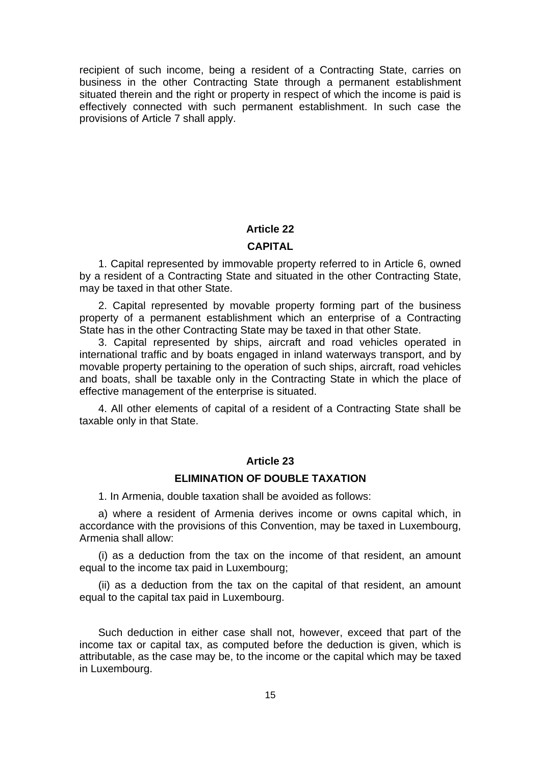recipient of such income, being a resident of a Contracting State, carries on business in the other Contracting State through a permanent establishment situated therein and the right or property in respect of which the income is paid is effectively connected with such permanent establishment. In such case the provisions of Article 7 shall apply.

## Article 22

## CAPITAL

1. Capital represented by immovable property referred to in Article 6, owned by a resident of a Contracting State and situated in the other Contracting State, may be taxed in that other State.

2. Capital represented by movable property forming part of the business property of a permanent establishment which an enterprise of a Contracting State has in the other Contracting State may be taxed in that other State.

3. Capital represented by ships, aircraft and road vehicles operated in international traffic and by boats engaged in inland waterways transport, and by movable property pertaining to the operation of such ships, aircraft, road vehicles and boats, shall be taxable only in the Contracting State in which the place of effective management of the enterprise is situated.

4. All other elements of capital of a resident of a Contracting State shall be taxable only in that State.

## Article 23

## ELIMINATION OF DOUBLE TAXATION

1. In Armenia, double taxation shall be avoided as follows:

a) where a resident of Armenia derives income or owns capital which, in accordance with the provisions of this Convention, may be taxed in Luxembourg, Armenia shall allow:

(i) as a deduction from the tax on the income of that resident, an amount equal to the income tax paid in Luxembourg;

(ii) as a deduction from the tax on the capital of that resident, an amount equal to the capital tax paid in Luxembourg.

Such deduction in either case shall not, however, exceed that part of the income tax or capital tax, as computed before the deduction is given, which is attributable, as the case may be, to the income or the capital which may be taxed in Luxembourg.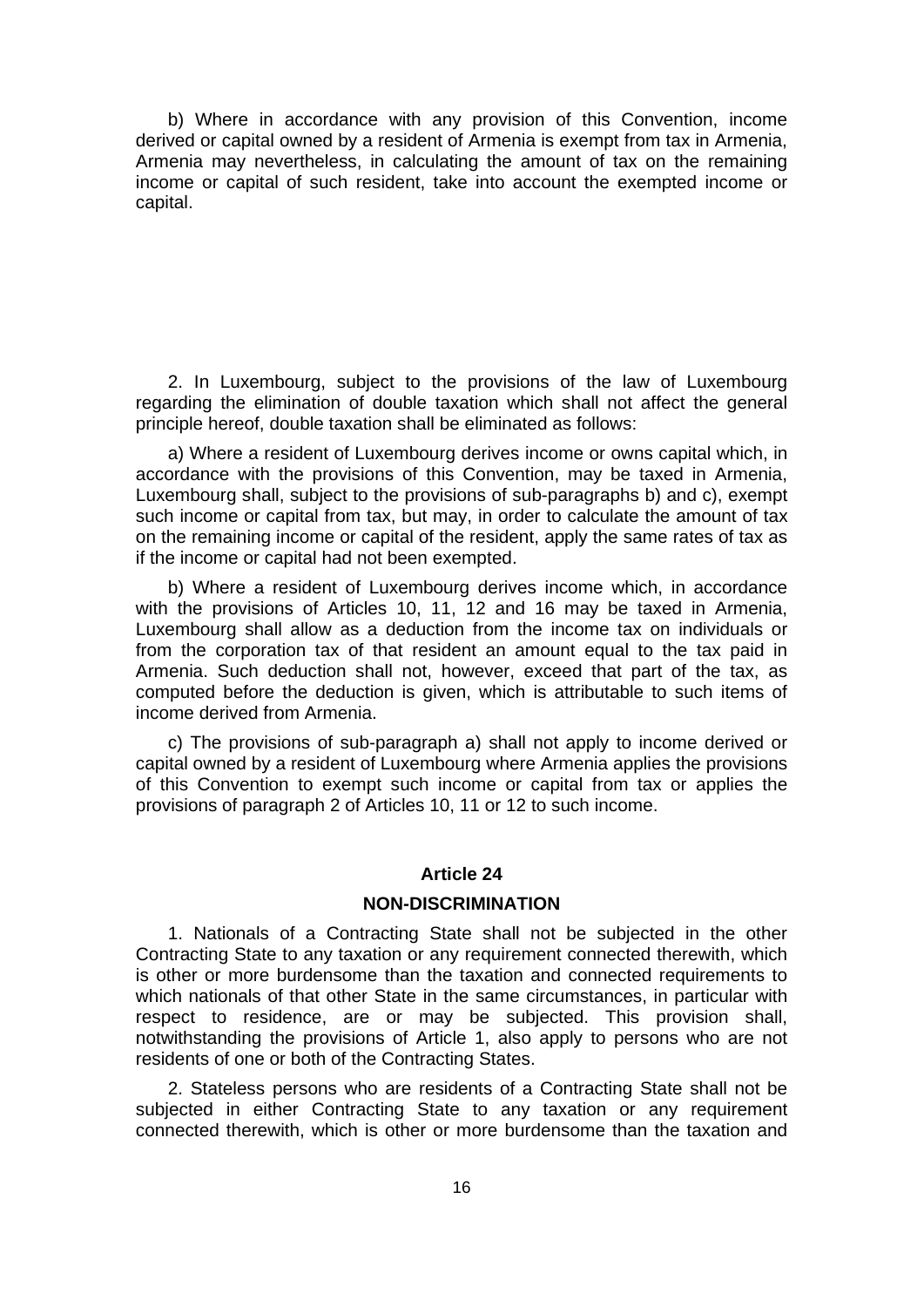b) Where in accordance with any provision of this Convention, income derived or capital owned by a resident of Armenia is exempt from tax in Armenia, Armenia may nevertheless, in calculating the amount of tax on the remaining income or capital of such resident, take into account the exempted income or capital.

2. In Luxembourg, subject to the provisions of the law of Luxembourg regarding the elimination of double taxation which shall not affect the general principle hereof, double taxation shall be eliminated as follows:

a) Where a resident of Luxembourg derives income or owns capital which, in accordance with the provisions of this Convention, may be taxed in Armenia, Luxembourg shall, subject to the provisions of sub-paragraphs b) and c), exempt such income or capital from tax, but may, in order to calculate the amount of tax on the remaining income or capital of the resident, apply the same rates of tax as if the income or capital had not been exempted.

b) Where a resident of Luxembourg derives income which, in accordance with the provisions of Articles 10, 11, 12 and 16 may be taxed in Armenia, Luxembourg shall allow as a deduction from the income tax on individuals or from the corporation tax of that resident an amount equal to the tax paid in Armenia. Such deduction shall not, however, exceed that part of the tax, as computed before the deduction is given, which is attributable to such items of income derived from Armenia.

c) The provisions of sub-paragraph a) shall not apply to income derived or capital owned by a resident of Luxembourg where Armenia applies the provisions of this Convention to exempt such income or capital from tax or applies the provisions of paragraph 2 of Articles 10, 11 or 12 to such income.

## Article 24

## NON-DISCRIMINATION

1. Nationals of a Contracting State shall not be subjected in the other Contracting State to any taxation or any requirement connected therewith, which is other or more burdensome than the taxation and connected requirements to which nationals of that other State in the same circumstances, in particular with respect to residence, are or may be subjected. This provision shall, notwithstanding the provisions of Article 1, also apply to persons who are not residents of one or both of the Contracting States.

2. Stateless persons who are residents of a Contracting State shall not be subjected in either Contracting State to any taxation or any requirement connected therewith, which is other or more burdensome than the taxation and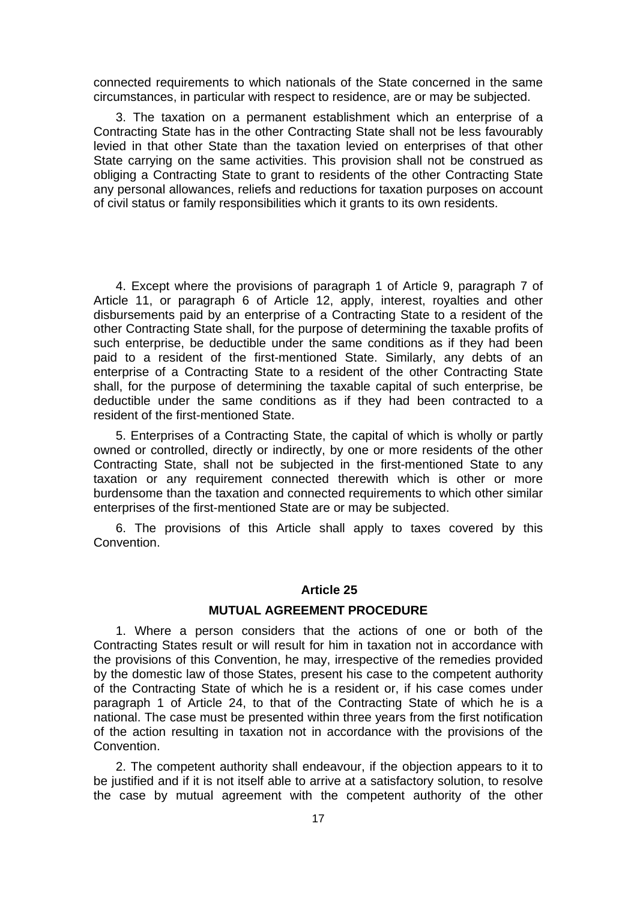connected requirements to which nationals of the State concerned in the same circumstances, in particular with respect to residence, are or may be subjected.

3. The taxation on a permanent establishment which an enterprise of a Contracting State has in the other Contracting State shall not be less favourably levied in that other State than the taxation levied on enterprises of that other State carrying on the same activities. This provision shall not be construed as obliging a Contracting State to grant to residents of the other Contracting State any personal allowances, reliefs and reductions for taxation purposes on account of civil status or family responsibilities which it grants to its own residents.

4. Except where the provisions of paragraph 1 of Article 9, paragraph 7 of Article 11, or paragraph 6 of Article 12, apply, interest, royalties and other disbursements paid by an enterprise of a Contracting State to a resident of the other Contracting State shall, for the purpose of determining the taxable profits of such enterprise, be deductible under the same conditions as if they had been paid to a resident of the first-mentioned State. Similarly, any debts of an enterprise of a Contracting State to a resident of the other Contracting State shall, for the purpose of determining the taxable capital of such enterprise, be deductible under the same conditions as if they had been contracted to a resident of the first-mentioned State.

5. Enterprises of a Contracting State, the capital of which is wholly or partly owned or controlled, directly or indirectly, by one or more residents of the other Contracting State, shall not be subjected in the first-mentioned State to any taxation or any requirement connected therewith which is other or more burdensome than the taxation and connected requirements to which other similar enterprises of the first-mentioned State are or may be subjected.

6. The provisions of this Article shall apply to taxes covered by this Convention.

## Article 25

## MUTUAL AGREEMENT PROCEDURE

1. Where a person considers that the actions of one or both of the Contracting States result or will result for him in taxation not in accordance with the provisions of this Convention, he may, irrespective of the remedies provided by the domestic law of those States, present his case to the competent authority of the Contracting State of which he is a resident or, if his case comes under paragraph 1 of Article 24, to that of the Contracting State of which he is a national. The case must be presented within three years from the first notification of the action resulting in taxation not in accordance with the provisions of the Convention.

2. The competent authority shall endeavour, if the objection appears to it to be justified and if it is not itself able to arrive at a satisfactory solution, to resolve the case by mutual agreement with the competent authority of the other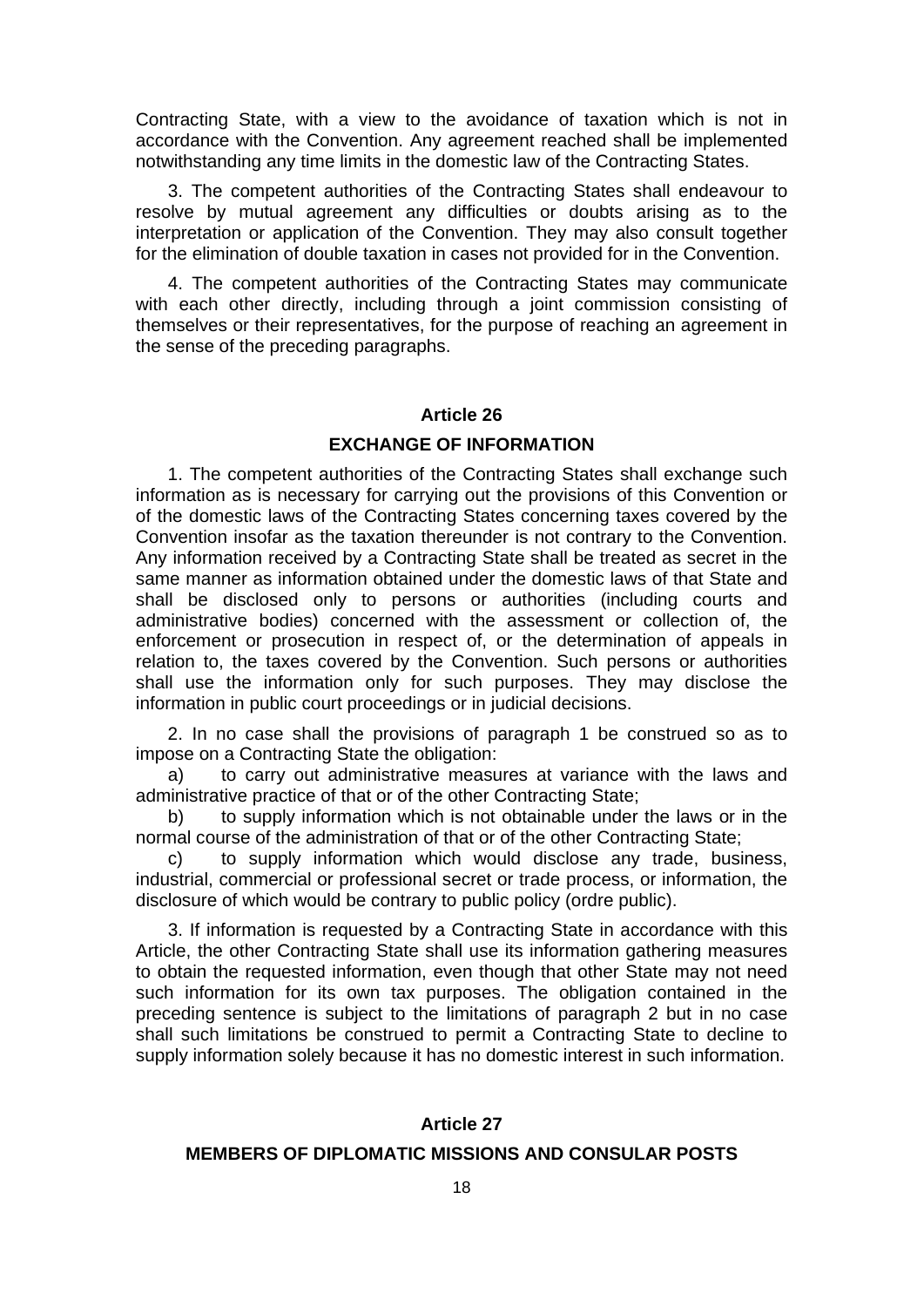Contracting State, with a view to the avoidance of taxation which is not in accordance with the Convention. Any agreement reached shall be implemented notwithstanding any time limits in the domestic law of the Contracting States.

3. The competent authorities of the Contracting States shall endeavour to resolve by mutual agreement any difficulties or doubts arising as to the interpretation or application of the Convention. They may also consult together for the elimination of double taxation in cases not provided for in the Convention.

4. The competent authorities of the Contracting States may communicate with each other directly, including through a joint commission consisting of themselves or their representatives, for the purpose of reaching an agreement in the sense of the preceding paragraphs.

## Article 26

## EXCHANGE OF INFORMATION

1. The competent authorities of the Contracting States shall exchange such information as is necessary for carrying out the provisions of this Convention or of the domestic laws of the Contracting States concerning taxes covered by the Convention insofar as the taxation thereunder is not contrary to the Convention. Any information received by a Contracting State shall be treated as secret in the same manner as information obtained under the domestic laws of that State and shall be disclosed only to persons or authorities (including courts and administrative bodies) concerned with the assessment or collection of, the enforcement or prosecution in respect of, or the determination of appeals in relation to, the taxes covered by the Convention. Such persons or authorities shall use the information only for such purposes. They may disclose the information in public court proceedings or in judicial decisions.

2. In no case shall the provisions of paragraph 1 be construed so as to impose on a Contracting State the obligation:

a) to carry out administrative measures at variance with the laws and administrative practice of that or of the other Contracting State;

b) to supply information which is not obtainable under the laws or in the normal course of the administration of that or of the other Contracting State;

c) to supply information which would disclose any trade, business, industrial, commercial or professional secret or trade process, or information, the disclosure of which would be contrary to public policy (ordre public).

3. If information is requested by a Contracting State in accordance with this Article, the other Contracting State shall use its information gathering measures to obtain the requested information, even though that other State may not need such information for its own tax purposes. The obligation contained in the preceding sentence is subject to the limitations of paragraph 2 but in no case shall such limitations be construed to permit a Contracting State to decline to supply information solely because it has no domestic interest in such information.

## Article 27

## MEMBERS OF DIPLOMATIC MISSIONS AND CONSULAR POSTS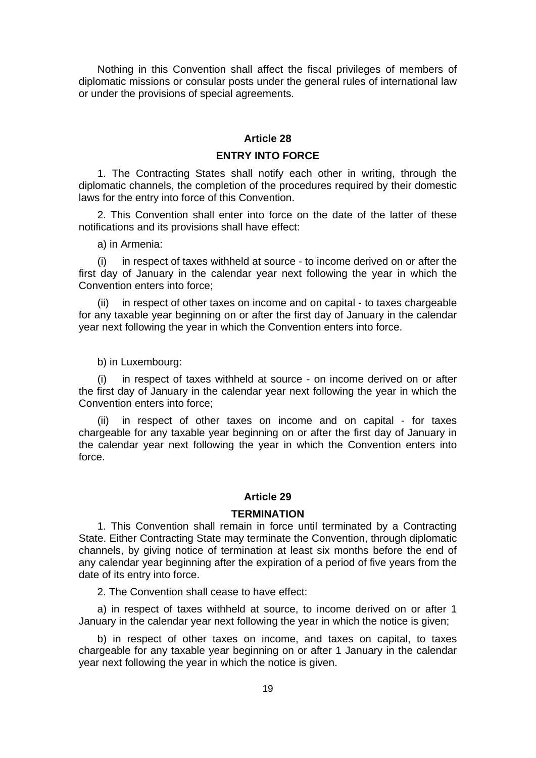Nothing in this Convention shall affect the fiscal privileges of members of diplomatic missions or consular posts under the general rules of international law or under the provisions of special agreements.

### Article 28

### ENTRY INTO FORCE

1. The Contracting States shall notify each other in writing, through the diplomatic channels, the completion of the procedures required by their domestic laws for the entry into force of this Convention.

2. This Convention shall enter into force on the date of the latter of these notifications and its provisions shall have effect:

a) in Armenia:

(i) in respect of taxes withheld at source - to income derived on or after the first day of January in the calendar year next following the year in which the Convention enters into force;

(ii) in respect of other taxes on income and on capital - to taxes chargeable for any taxable year beginning on or after the first day of January in the calendar year next following the year in which the Convention enters into force.

b) in Luxembourg:

(i) in respect of taxes withheld at source - on income derived on or after the first day of January in the calendar year next following the year in which the Convention enters into force;

(ii) in respect of other taxes on income and on capital - for taxes chargeable for any taxable year beginning on or after the first day of January in the calendar year next following the year in which the Convention enters into force.

### Article 29

### TERMINATION

1. This Convention shall remain in force until terminated by a Contracting State. Either Contracting State may terminate the Convention, through diplomatic channels, by giving notice of termination at least six months before the end of any calendar year beginning after the expiration of a period of five years from the date of its entry into force.

2. The Convention shall cease to have effect:

a) in respect of taxes withheld at source, to income derived on or after 1 January in the calendar year next following the year in which the notice is given;

b) in respect of other taxes on income, and taxes on capital, to taxes chargeable for any taxable year beginning on or after 1 January in the calendar year next following the year in which the notice is given.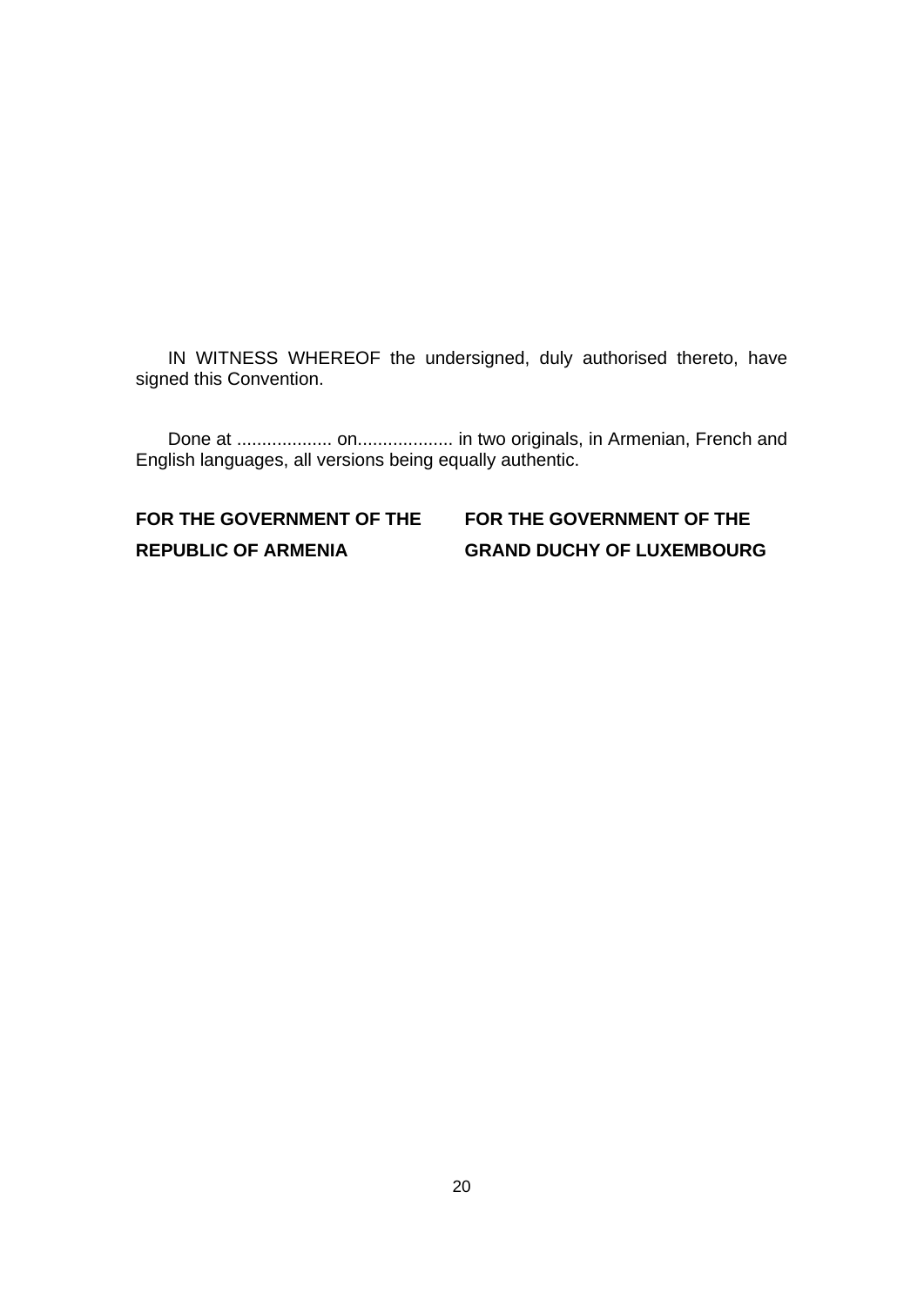IN WITNESS WHEREOF the undersigned, duly authorised thereto, have signed this Convention.

Done at ................... on................... in two originals, in Armenian, French and English languages, all versions being equally authentic.

| **FOR THE GOVERNMENT OF THE REPUBLIC OF ARMENIA** | **FOR THE GOVERNMENT OF THE GRAND DUCHY OF LUXEMBOURG** |
|---|---|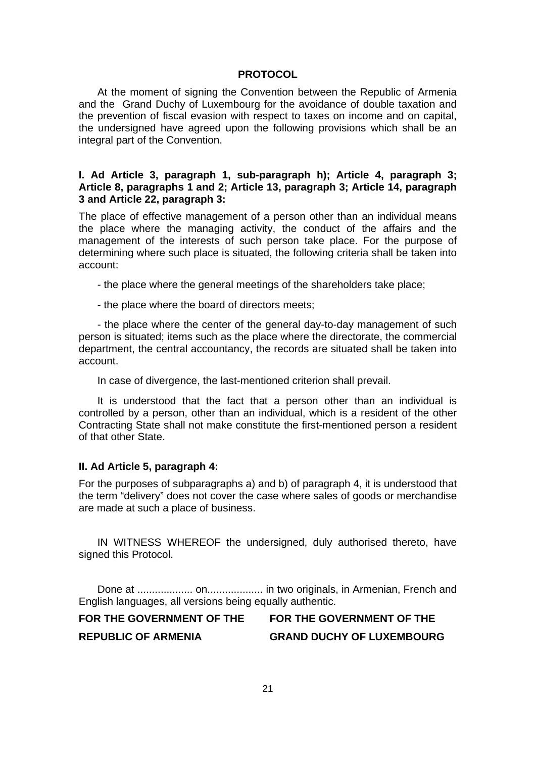# PROTOCOL

At the moment of signing the Convention between the Republic of Armenia and the Grand Duchy of Luxembourg for the avoidance of double taxation and the prevention of fiscal evasion with respect to taxes on income and on capital, the undersigned have agreed upon the following provisions which shall be an integral part of the Convention.

**I. Ad Article 3, paragraph 1, sub-paragraph h); Article 4, paragraph 3; Article 8, paragraphs 1 and 2; Article 13, paragraph 3; Article 14, paragraph 3 and Article 22, paragraph 3:**

The place of effective management of a person other than an individual means the place where the managing activity, the conduct of the affairs and the management of the interests of such person take place. For the purpose of determining where such place is situated, the following criteria shall be taken into account:

- the place where the general meetings of the shareholders take place;

- the place where the board of directors meets;

- the place where the center of the general day-to-day management of such person is situated; items such as the place where the directorate, the commercial department, the central accountancy, the records are situated shall be taken into account.

In case of divergence, the last-mentioned criterion shall prevail.

It is understood that the fact that a person other than an individual is controlled by a person, other than an individual, which is a resident of the other Contracting State shall not make constitute the first-mentioned person a resident of that other State.

**II. Ad Article 5, paragraph 4:**

For the purposes of subparagraphs a) and b) of paragraph 4, it is understood that the term “delivery” does not cover the case where sales of goods or merchandise are made at such a place of business.

IN WITNESS WHEREOF the undersigned, duly authorised thereto, have signed this Protocol.

Done at ................... on................... in two originals, in Armenian, French and English languages, all versions being equally authentic.

| | |
|---|---|
| **FOR THE GOVERNMENT OF THE REPUBLIC OF ARMENIA** | **FOR THE GOVERNMENT OF THE GRAND DUCHY OF LUXEMBOURG** |